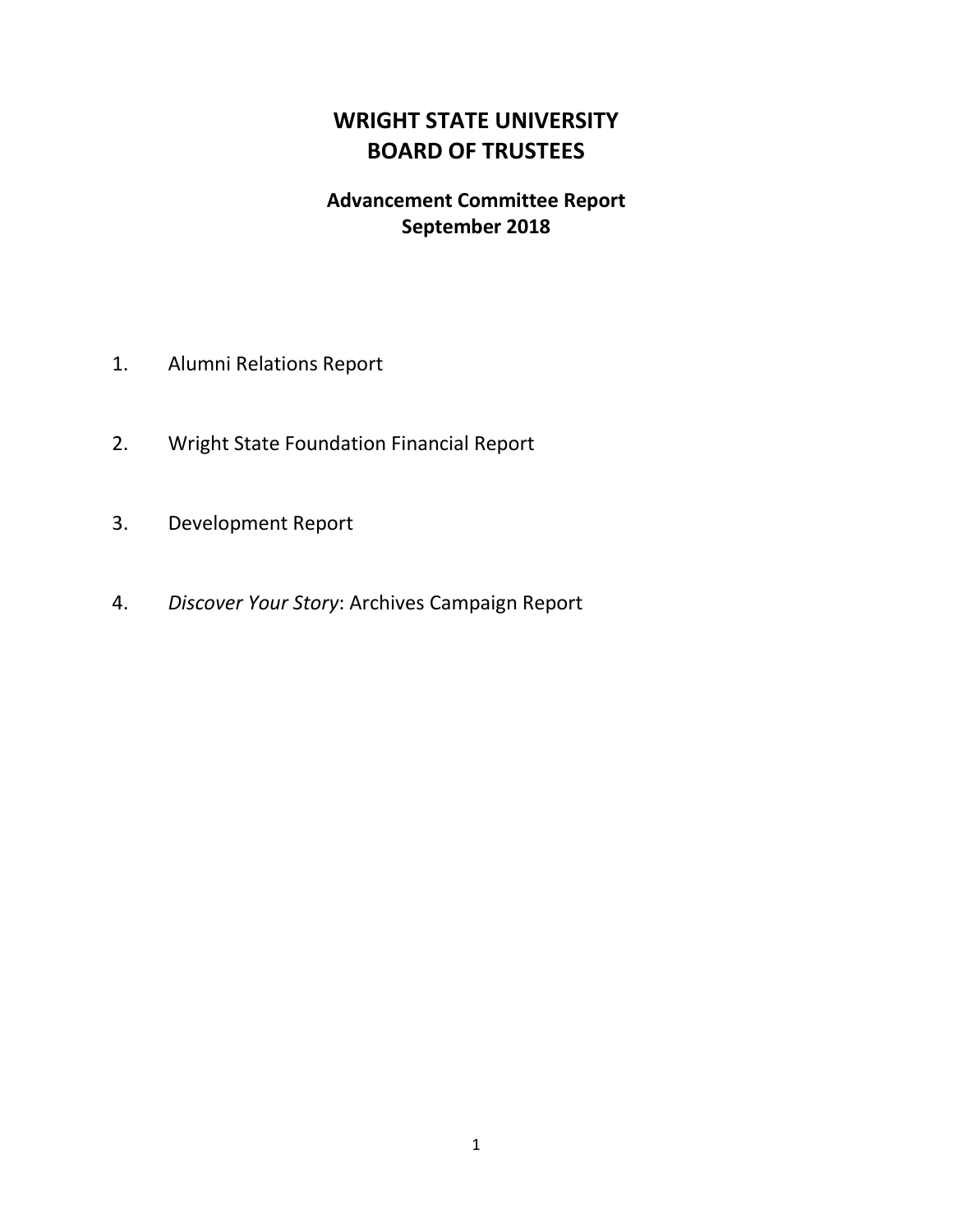# WRIGHT STATE UNIVERSITY
# BOARD OF TRUSTEES

## Advancement Committee Report
## September 2018

1. Alumni Relations Report

2. Wright State Foundation Financial Report

3. Development Report

4. *Discover Your Story*: Archives Campaign Report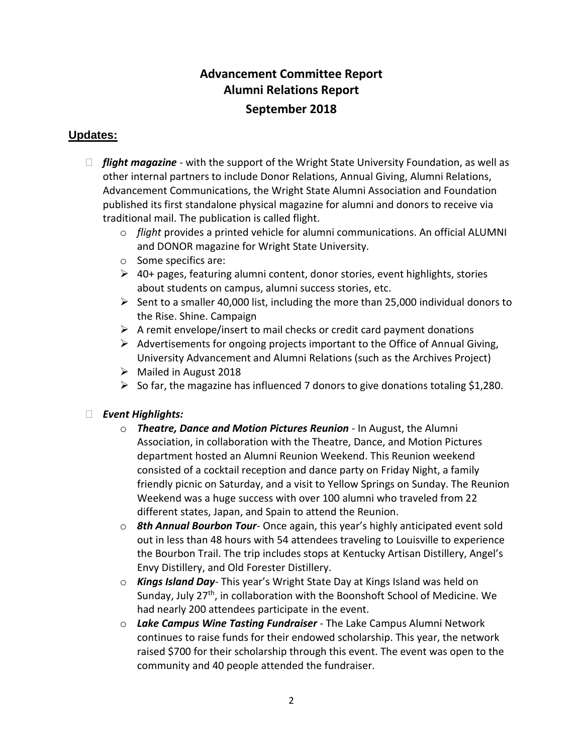# Advancement Committee Report
# Alumni Relations Report
## September 2018

## Updates:

- ***flight magazine*** - with the support of the Wright State University Foundation, as well as other internal partners to include Donor Relations, Annual Giving, Alumni Relations, Advancement Communications, the Wright State Alumni Association and Foundation published its first standalone physical magazine for alumni and donors to receive via traditional mail. The publication is called flight.
  - *flight* provides a printed vehicle for alumni communications. An official ALUMNI and DONOR magazine for Wright State University.
  - Some specifics are:
  - 40+ pages, featuring alumni content, donor stories, event highlights, stories about students on campus, alumni success stories, etc.
  - Sent to a smaller 40,000 list, including the more than 25,000 individual donors to the Rise. Shine. Campaign
  - A remit envelope/insert to mail checks or credit card payment donations
  - Advertisements for ongoing projects important to the Office of Annual Giving, University Advancement and Alumni Relations (such as the Archives Project)
  - Mailed in August 2018
  - So far, the magazine has influenced 7 donors to give donations totaling $1,280.

- ***Event Highlights:***
  - ***Theatre, Dance and Motion Pictures Reunion*** - In August, the Alumni Association, in collaboration with the Theatre, Dance, and Motion Pictures department hosted an Alumni Reunion Weekend. This Reunion weekend consisted of a cocktail reception and dance party on Friday Night, a family friendly picnic on Saturday, and a visit to Yellow Springs on Sunday. The Reunion Weekend was a huge success with over 100 alumni who traveled from 22 different states, Japan, and Spain to attend the Reunion.
  - ***8th Annual Bourbon Tour***- Once again, this year's highly anticipated event sold out in less than 48 hours with 54 attendees traveling to Louisville to experience the Bourbon Trail. The trip includes stops at Kentucky Artisan Distillery, Angel's Envy Distillery, and Old Forester Distillery.
  - ***Kings Island Day***- This year's Wright State Day at Kings Island was held on Sunday, July 27th, in collaboration with the Boonshoft School of Medicine. We had nearly 200 attendees participate in the event.
  - ***Lake Campus Wine Tasting Fundraiser*** - The Lake Campus Alumni Network continues to raise funds for their endowed scholarship. This year, the network raised $700 for their scholarship through this event. The event was open to the community and 40 people attended the fundraiser.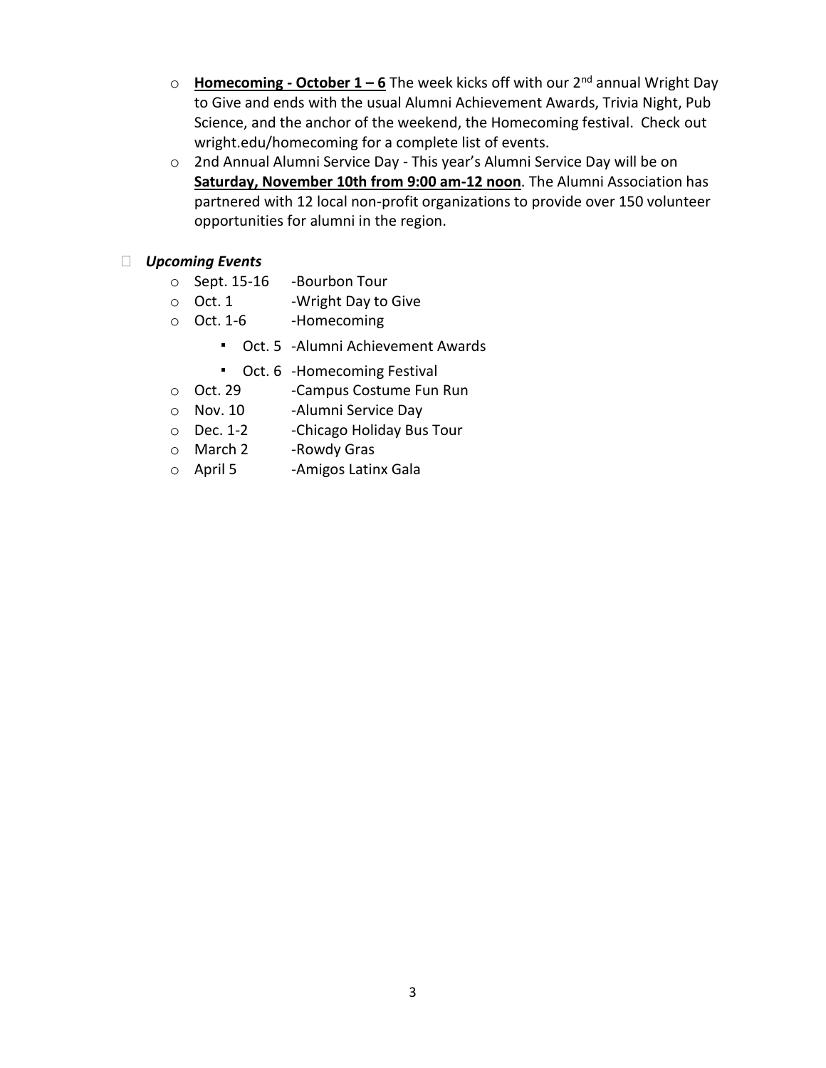- **<u>Homecoming - October 1 – 6</u>** The week kicks off with our 2nd annual Wright Day to Give and ends with the usual Alumni Achievement Awards, Trivia Night, Pub Science, and the anchor of the weekend, the Homecoming festival. Check out wright.edu/homecoming for a complete list of events.
- 2nd Annual Alumni Service Day - This year's Alumni Service Day will be on **<u>Saturday, November 10th from 9:00 am-12 noon</u>**. The Alumni Association has partnered with 12 local non-profit organizations to provide over 150 volunteer opportunities for alumni in the region.

- ***Upcoming Events***
  - Sept. 15-16 -Bourbon Tour
  - Oct. 1 -Wright Day to Give
  - Oct. 1-6 -Homecoming
    - Oct. 5 -Alumni Achievement Awards
    - Oct. 6 -Homecoming Festival
  - Oct. 29 -Campus Costume Fun Run
  - Nov. 10 -Alumni Service Day
  - Dec. 1-2 -Chicago Holiday Bus Tour
  - March 2 -Rowdy Gras
  - April 5 -Amigos Latinx Gala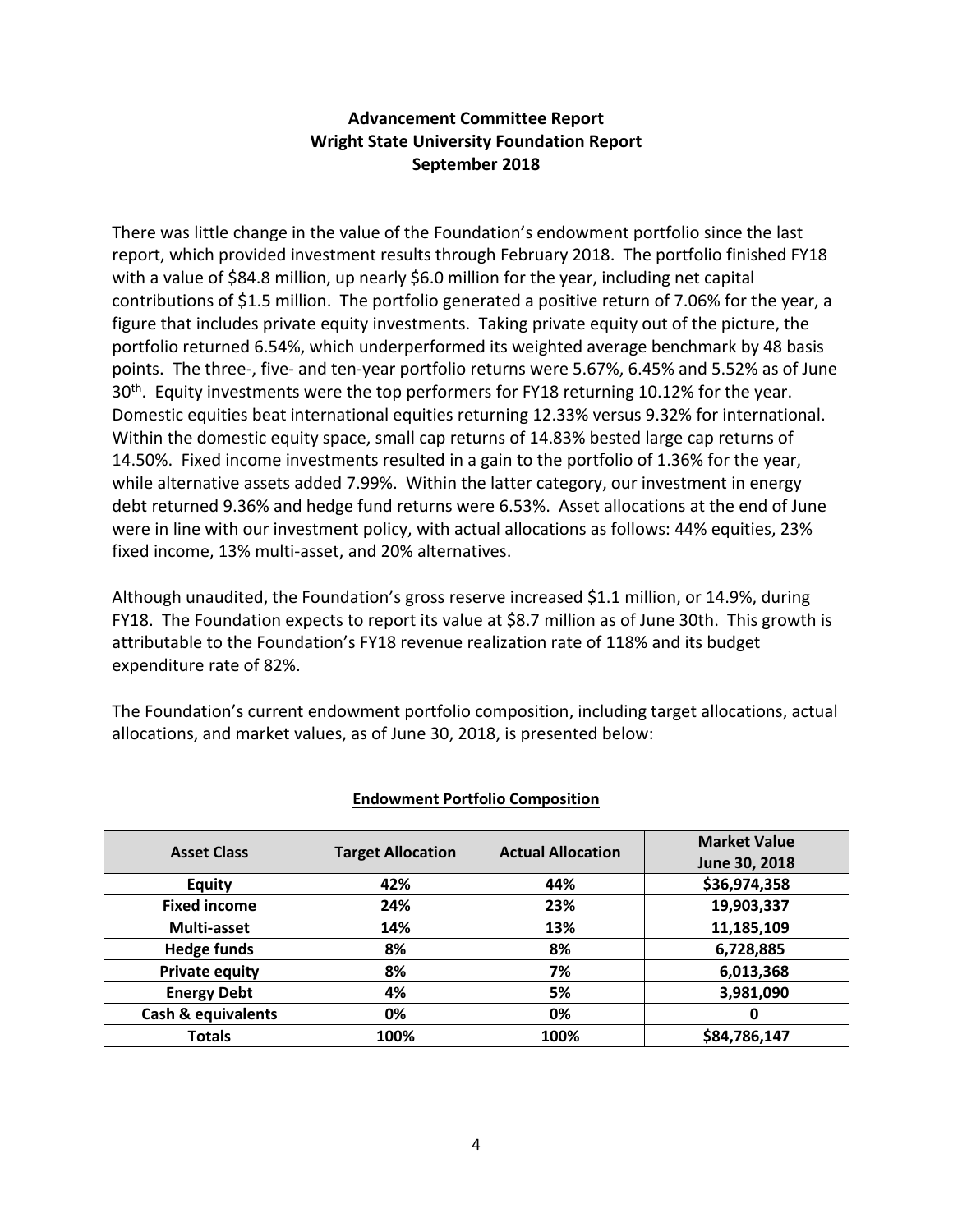# Advancement Committee Report
# Wright State University Foundation Report
# September 2018

There was little change in the value of the Foundation's endowment portfolio since the last report, which provided investment results through February 2018. The portfolio finished FY18 with a value of $84.8 million, up nearly $6.0 million for the year, including net capital contributions of $1.5 million. The portfolio generated a positive return of 7.06% for the year, a figure that includes private equity investments. Taking private equity out of the picture, the portfolio returned 6.54%, which underperformed its weighted average benchmark by 48 basis points. The three-, five- and ten-year portfolio returns were 5.67%, 6.45% and 5.52% as of June 30th. Equity investments were the top performers for FY18 returning 10.12% for the year. Domestic equities beat international equities returning 12.33% versus 9.32% for international. Within the domestic equity space, small cap returns of 14.83% bested large cap returns of 14.50%. Fixed income investments resulted in a gain to the portfolio of 1.36% for the year, while alternative assets added 7.99%. Within the latter category, our investment in energy debt returned 9.36% and hedge fund returns were 6.53%. Asset allocations at the end of June were in line with our investment policy, with actual allocations as follows: 44% equities, 23% fixed income, 13% multi-asset, and 20% alternatives.

Although unaudited, the Foundation's gross reserve increased $1.1 million, or 14.9%, during FY18. The Foundation expects to report its value at $8.7 million as of June 30th. This growth is attributable to the Foundation's FY18 revenue realization rate of 118% and its budget expenditure rate of 82%.

The Foundation's current endowment portfolio composition, including target allocations, actual allocations, and market values, as of June 30, 2018, is presented below:

**Endowment Portfolio Composition**

| Asset Class | Target Allocation | Actual Allocation | Market Value June 30, 2018 |
|---|---|---|---|
| **Equity** | **42%** | **44%** | **$36,974,358** |
| **Fixed income** | **24%** | **23%** | **19,903,337** |
| **Multi-asset** | **14%** | **13%** | **11,185,109** |
| **Hedge funds** | **8%** | **8%** | **6,728,885** |
| **Private equity** | **8%** | **7%** | **6,013,368** |
| **Energy Debt** | **4%** | **5%** | **3,981,090** |
| **Cash & equivalents** | **0%** | **0%** | **0** |
| **Totals** | **100%** | **100%** | **$84,786,147** |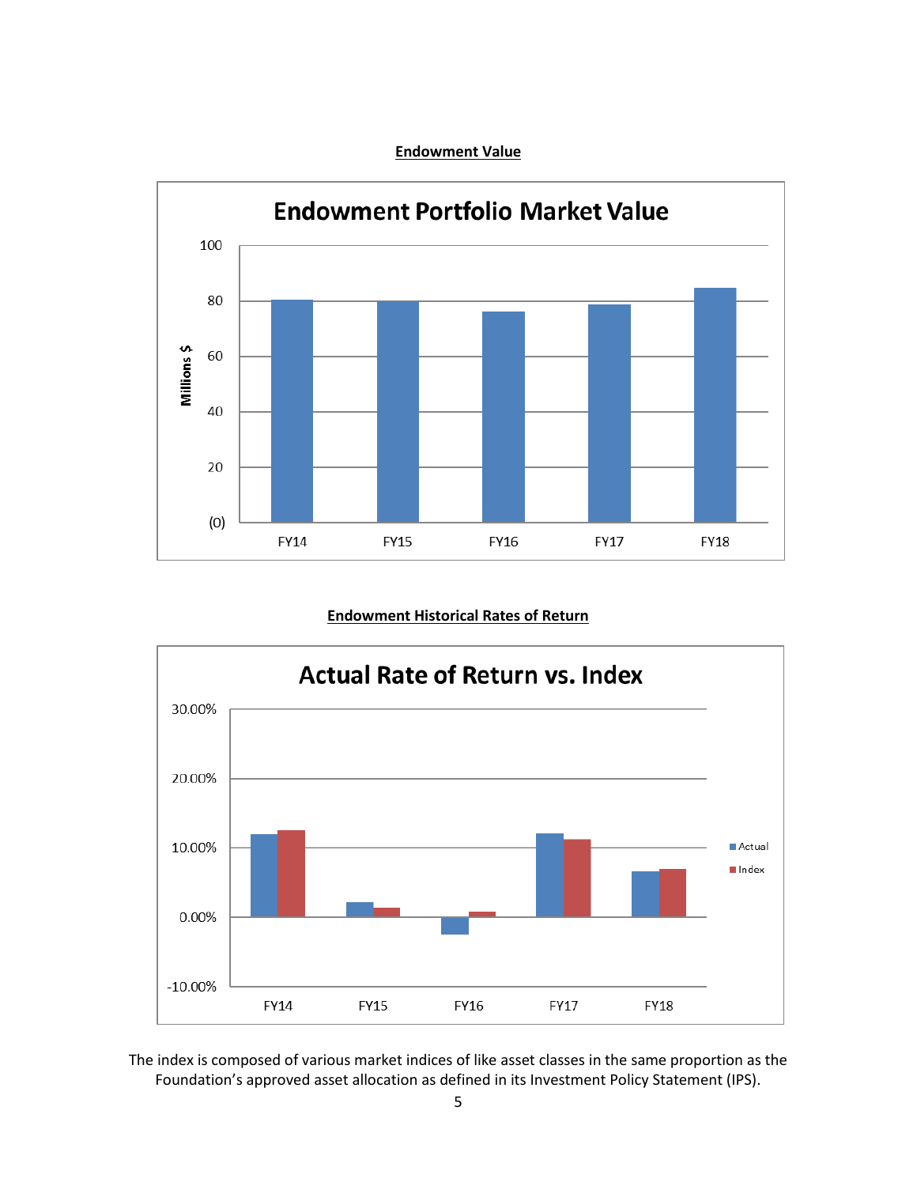## Endowment Value

**Endowment Portfolio Market Value**

## Endowment Historical Rates of Return

**Actual Rate of Return vs. Index**

The index is composed of various market indices of like asset classes in the same proportion as the Foundation's approved asset allocation as defined in its Investment Policy Statement (IPS).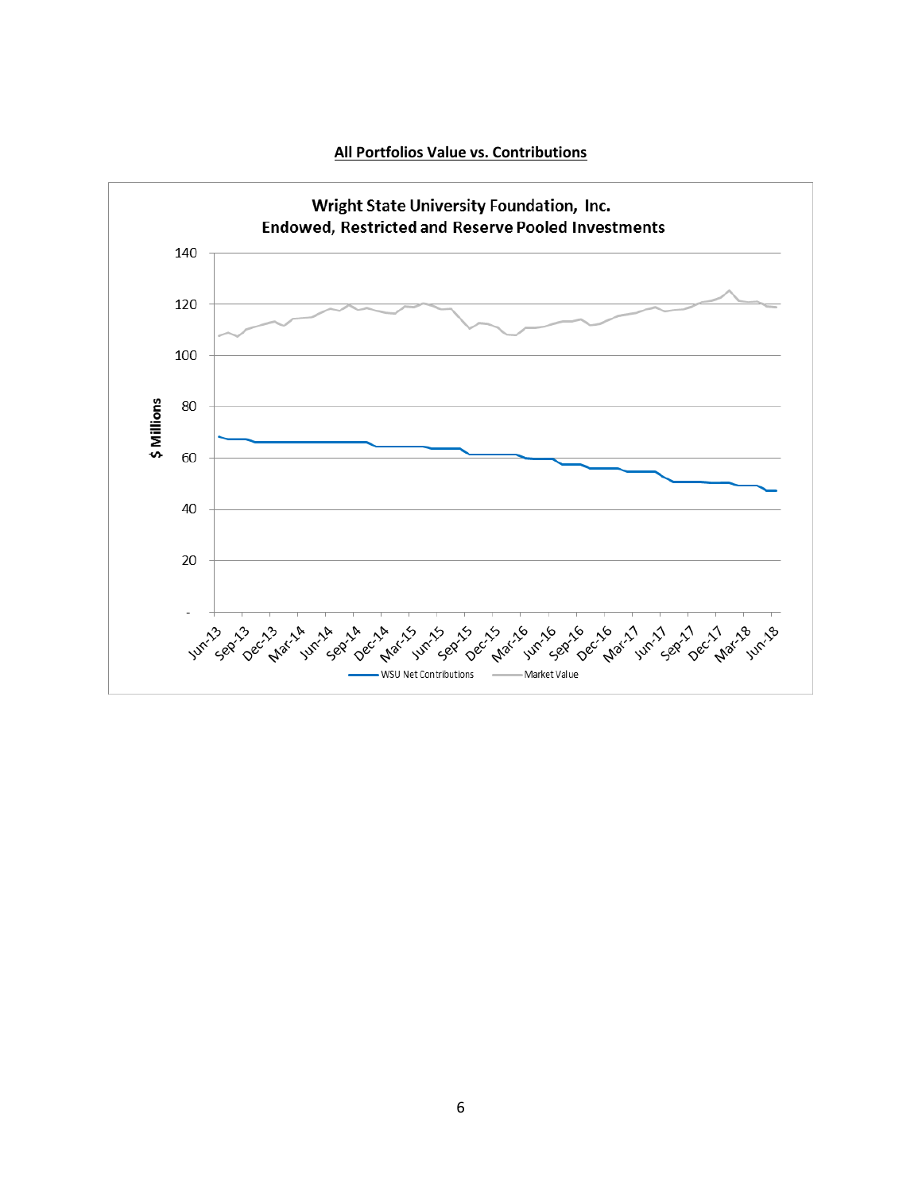<u>**All Portfolios Value vs. Contributions**</u>

**Wright State University Foundation, Inc.**
**Endowed, Restricted and Reserve Pooled Investments**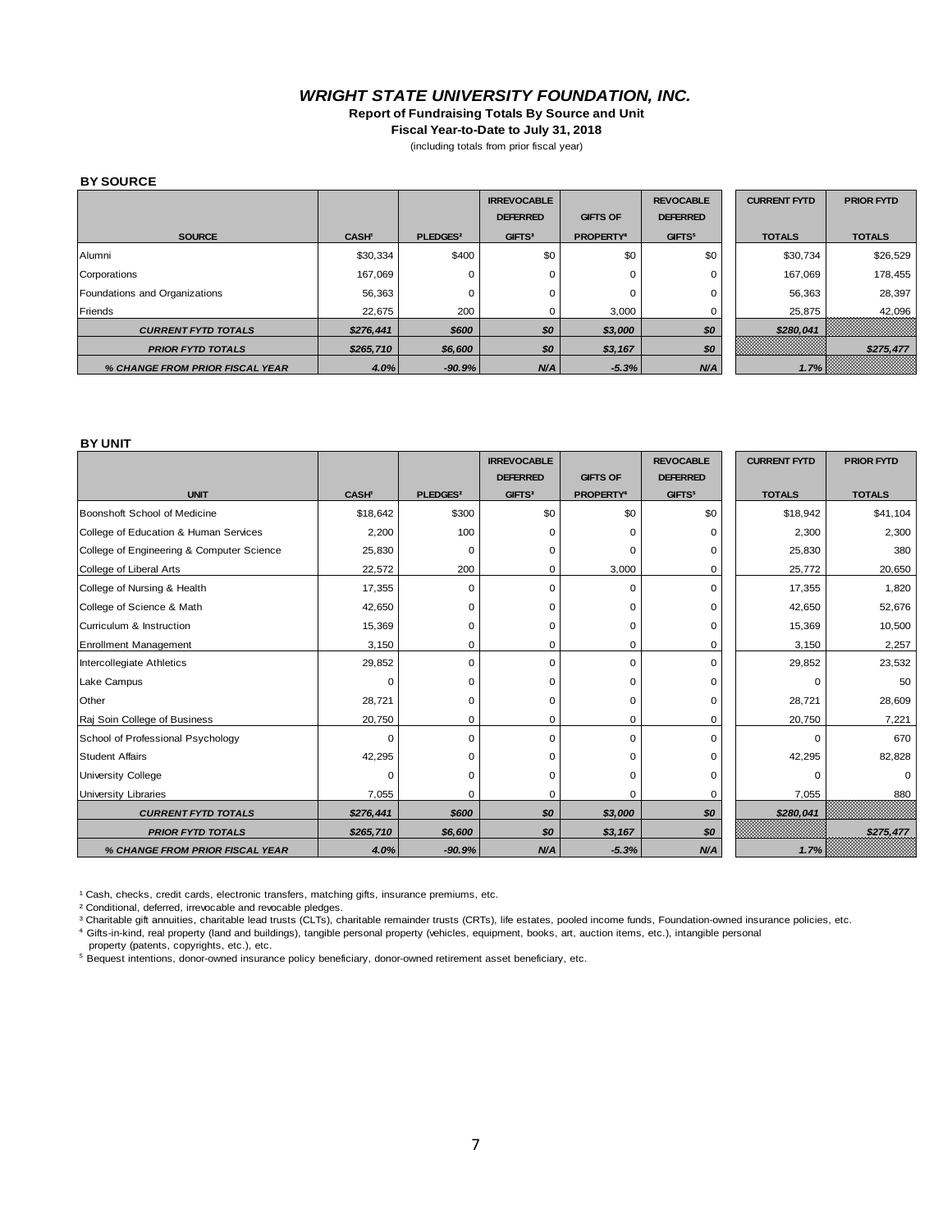# *WRIGHT STATE UNIVERSITY FOUNDATION, INC.*

**Report of Fundraising Totals By Source and Unit**

**Fiscal Year-to-Date to July 31, 2018**

(including totals from prior fiscal year)

**BY SOURCE**

| SOURCE | CASH[1] | PLEDGES[2] | IRREVOCABLE DEFERRED GIFTS[3] | GIFTS OF PROPERTY[4] | REVOCABLE DEFERRED GIFTS[5] | CURRENT FYTD TOTALS | PRIOR FYTD TOTALS |
|---|---|---|---|---|---|---|---|
| Alumni | $30,334 | $400 | $0 | $0 | $0 | $30,734 | $26,529 |
| Corporations | 167,069 | 0 | 0 | 0 | 0 | 167,069 | 178,455 |
| Foundations and Organizations | 56,363 | 0 | 0 | 0 | 0 | 56,363 | 28,397 |
| Friends | 22,675 | 200 | 0 | 3,000 | 0 | 25,875 | 42,096 |
| ***CURRENT FYTD TOTALS*** | ***$276,441*** | ***$600*** | ***$0*** | ***$3,000*** | ***$0*** | ***$280,041*** | |
| ***PRIOR FYTD TOTALS*** | ***$265,710*** | ***$6,600*** | ***$0*** | ***$3,167*** | ***$0*** | | ***$275,477*** |
| ***% CHANGE FROM PRIOR FISCAL YEAR*** | ***4.0%*** | ***-90.9%*** | ***N/A*** | ***-5.3%*** | ***N/A*** | ***1.7%*** | |

**BY UNIT**

| UNIT | CASH[1] | PLEDGES[2] | IRREVOCABLE DEFERRED GIFTS[3] | GIFTS OF PROPERTY[4] | REVOCABLE DEFERRED GIFTS[5] | CURRENT FYTD TOTALS | PRIOR FYTD TOTALS |
|---|---|---|---|---|---|---|---|
| Boonshoft School of Medicine | $18,642 | $300 | $0 | $0 | $0 | $18,942 | $41,104 |
| College of Education & Human Services | 2,200 | 100 | 0 | 0 | 0 | 2,300 | 2,300 |
| College of Engineering & Computer Science | 25,830 | 0 | 0 | 0 | 0 | 25,830 | 380 |
| College of Liberal Arts | 22,572 | 200 | 0 | 3,000 | 0 | 25,772 | 20,650 |
| College of Nursing & Health | 17,355 | 0 | 0 | 0 | 0 | 17,355 | 1,820 |
| College of Science & Math | 42,650 | 0 | 0 | 0 | 0 | 42,650 | 52,676 |
| Curriculum & Instruction | 15,369 | 0 | 0 | 0 | 0 | 15,369 | 10,500 |
| Enrollment Management | 3,150 | 0 | 0 | 0 | 0 | 3,150 | 2,257 |
| Intercollegiate Athletics | 29,852 | 0 | 0 | 0 | 0 | 29,852 | 23,532 |
| Lake Campus | 0 | 0 | 0 | 0 | 0 | 0 | 50 |
| Other | 28,721 | 0 | 0 | 0 | 0 | 28,721 | 28,609 |
| Raj Soin College of Business | 20,750 | 0 | 0 | 0 | 0 | 20,750 | 7,221 |
| School of Professional Psychology | 0 | 0 | 0 | 0 | 0 | 0 | 670 |
| Student Affairs | 42,295 | 0 | 0 | 0 | 0 | 42,295 | 82,828 |
| University College | 0 | 0 | 0 | 0 | 0 | 0 | 0 |
| University Libraries | 7,055 | 0 | 0 | 0 | 0 | 7,055 | 880 |
| ***CURRENT FYTD TOTALS*** | ***$276,441*** | ***$600*** | ***$0*** | ***$3,000*** | ***$0*** | ***$280,041*** | |
| ***PRIOR FYTD TOTALS*** | ***$265,710*** | ***$6,600*** | ***$0*** | ***$3,167*** | ***$0*** | | ***$275,477*** |
| ***% CHANGE FROM PRIOR FISCAL YEAR*** | ***4.0%*** | ***-90.9%*** | ***N/A*** | ***-5.3%*** | ***N/A*** | ***1.7%*** | |

[1] Cash, checks, credit cards, electronic transfers, matching gifts, insurance premiums, etc.

[2] Conditional, deferred, irrevocable and revocable pledges.

[3] Charitable gift annuities, charitable lead trusts (CLTs), charitable remainder trusts (CRTs), life estates, pooled income funds, Foundation-owned insurance policies, etc.

[4] Gifts-in-kind, real property (land and buildings), tangible personal property (vehicles, equipment, books, art, auction items, etc.), intangible personal property (patents, copyrights, etc.), etc.

[5] Bequest intentions, donor-owned insurance policy beneficiary, donor-owned retirement asset beneficiary, etc.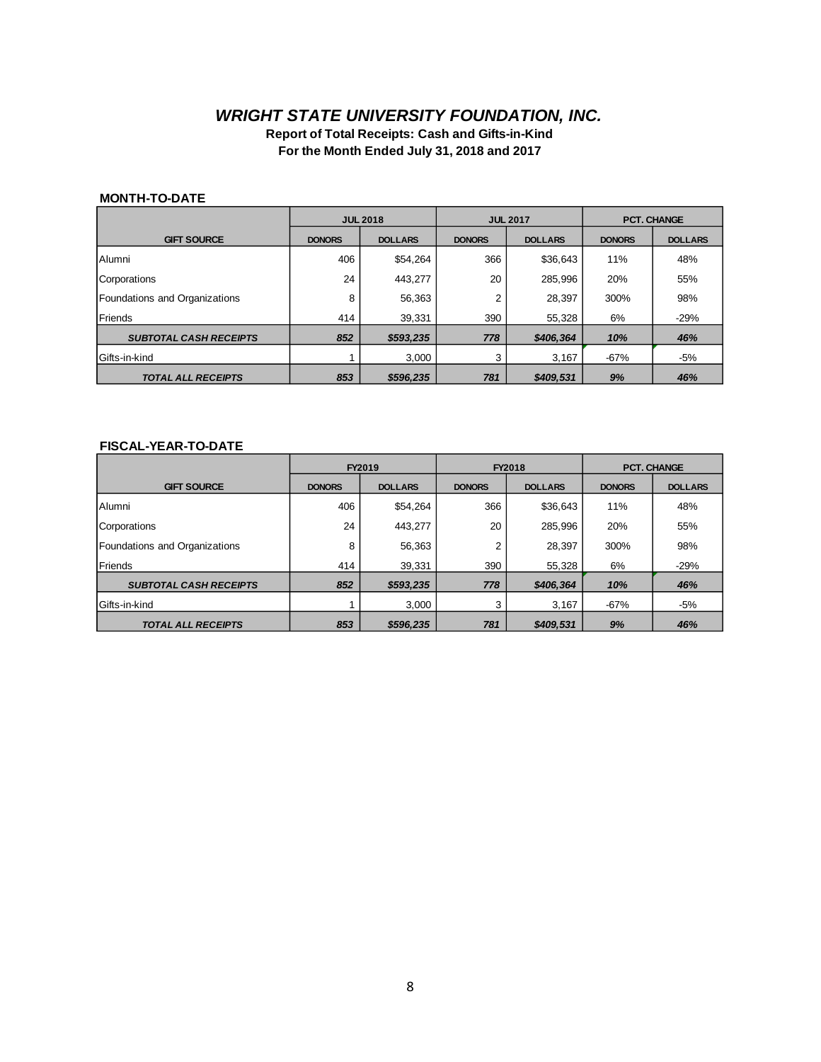# *WRIGHT STATE UNIVERSITY FOUNDATION, INC.*

**Report of Total Receipts: Cash and Gifts-in-Kind**
**For the Month Ended July 31, 2018 and 2017**

**MONTH-TO-DATE**

| | JUL 2018 | | JUL 2017 | | PCT. CHANGE | |
|---|---|---|---|---|---|---|
| **GIFT SOURCE** | **DONORS** | **DOLLARS** | **DONORS** | **DOLLARS** | **DONORS** | **DOLLARS** |
| Alumni | 406 | $54,264 | 366 | $36,643 | 11% | 48% |
| Corporations | 24 | 443,277 | 20 | 285,996 | 20% | 55% |
| Foundations and Organizations | 8 | 56,363 | 2 | 28,397 | 300% | 98% |
| Friends | 414 | 39,331 | 390 | 55,328 | 6% | -29% |
| ***SUBTOTAL CASH RECEIPTS*** | ***852*** | ***$593,235*** | ***778*** | ***$406,364*** | ***10%*** | ***46%*** |
| Gifts-in-kind | 1 | 3,000 | 3 | 3,167 | -67% | -5% |
| ***TOTAL ALL RECEIPTS*** | ***853*** | ***$596,235*** | ***781*** | ***$409,531*** | ***9%*** | ***46%*** |

**FISCAL-YEAR-TO-DATE**

| | FY2019 | | FY2018 | | PCT. CHANGE | |
|---|---|---|---|---|---|---|
| **GIFT SOURCE** | **DONORS** | **DOLLARS** | **DONORS** | **DOLLARS** | **DONORS** | **DOLLARS** |
| Alumni | 406 | $54,264 | 366 | $36,643 | 11% | 48% |
| Corporations | 24 | 443,277 | 20 | 285,996 | 20% | 55% |
| Foundations and Organizations | 8 | 56,363 | 2 | 28,397 | 300% | 98% |
| Friends | 414 | 39,331 | 390 | 55,328 | 6% | -29% |
| ***SUBTOTAL CASH RECEIPTS*** | ***852*** | ***$593,235*** | ***778*** | ***$406,364*** | ***10%*** | ***46%*** |
| Gifts-in-kind | 1 | 3,000 | 3 | 3,167 | -67% | -5% |
| ***TOTAL ALL RECEIPTS*** | ***853*** | ***$596,235*** | ***781*** | ***$409,531*** | ***9%*** | ***46%*** |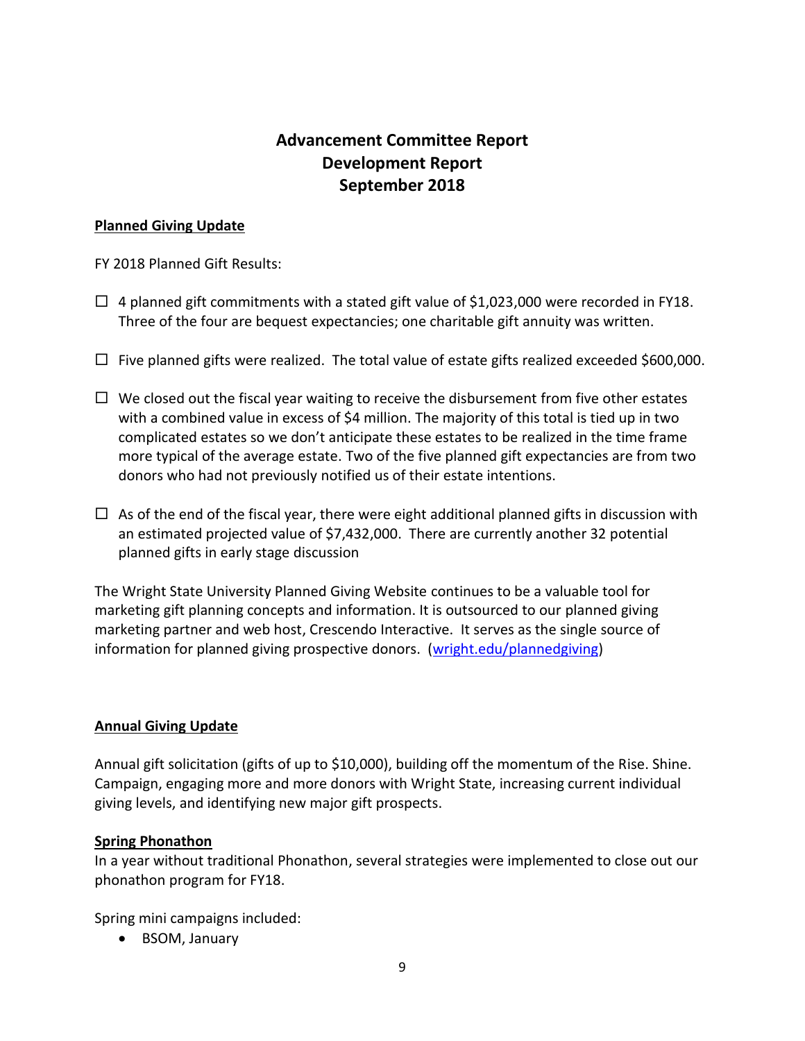# Advancement Committee Report
# Development Report
# September 2018

**Planned Giving Update**

FY 2018 Planned Gift Results:

- ☐ 4 planned gift commitments with a stated gift value of $1,023,000 were recorded in FY18. Three of the four are bequest expectancies; one charitable gift annuity was written.
- ☐ Five planned gifts were realized. The total value of estate gifts realized exceeded $600,000.
- ☐ We closed out the fiscal year waiting to receive the disbursement from five other estates with a combined value in excess of $4 million. The majority of this total is tied up in two complicated estates so we don't anticipate these estates to be realized in the time frame more typical of the average estate. Two of the five planned gift expectancies are from two donors who had not previously notified us of their estate intentions.
- ☐ As of the end of the fiscal year, there were eight additional planned gifts in discussion with an estimated projected value of $7,432,000. There are currently another 32 potential planned gifts in early stage discussion

The Wright State University Planned Giving Website continues to be a valuable tool for marketing gift planning concepts and information. It is outsourced to our planned giving marketing partner and web host, Crescendo Interactive. It serves as the single source of information for planned giving prospective donors. (wright.edu/plannedgiving)

**Annual Giving Update**

Annual gift solicitation (gifts of up to $10,000), building off the momentum of the Rise. Shine. Campaign, engaging more and more donors with Wright State, increasing current individual giving levels, and identifying new major gift prospects.

**Spring Phonathon**

In a year without traditional Phonathon, several strategies were implemented to close out our phonathon program for FY18.

Spring mini campaigns included:

- BSOM, January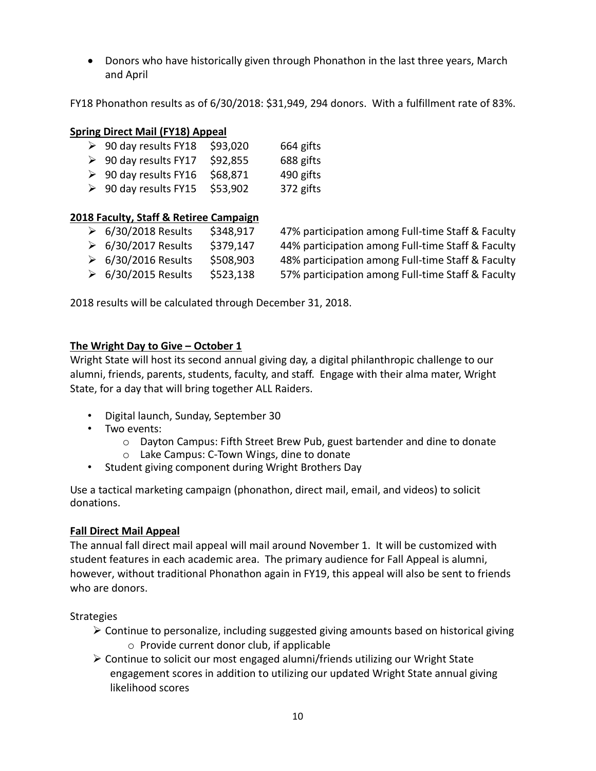- Donors who have historically given through Phonathon in the last three years, March and April

FY18 Phonathon results as of 6/30/2018: $31,949, 294 donors. With a fulfillment rate of 83%.

**Spring Direct Mail (FY18) Appeal**

- 90 day results FY18 $93,020 664 gifts
- 90 day results FY17 $92,855 688 gifts
- 90 day results FY16 $68,871 490 gifts
- 90 day results FY15 $53,902 372 gifts

**2018 Faculty, Staff & Retiree Campaign**

- 6/30/2018 Results $348,917 47% participation among Full-time Staff & Faculty
- 6/30/2017 Results $379,147 44% participation among Full-time Staff & Faculty
- 6/30/2016 Results $508,903 48% participation among Full-time Staff & Faculty
- 6/30/2015 Results $523,138 57% participation among Full-time Staff & Faculty

2018 results will be calculated through December 31, 2018.

**The Wright Day to Give – October 1**

Wright State will host its second annual giving day, a digital philanthropic challenge to our alumni, friends, parents, students, faculty, and staff. Engage with their alma mater, Wright State, for a day that will bring together ALL Raiders.

- Digital launch, Sunday, September 30
- Two events:
  - Dayton Campus: Fifth Street Brew Pub, guest bartender and dine to donate
  - Lake Campus: C-Town Wings, dine to donate
- Student giving component during Wright Brothers Day

Use a tactical marketing campaign (phonathon, direct mail, email, and videos) to solicit donations.

**Fall Direct Mail Appeal**

The annual fall direct mail appeal will mail around November 1. It will be customized with student features in each academic area. The primary audience for Fall Appeal is alumni, however, without traditional Phonathon again in FY19, this appeal will also be sent to friends who are donors.

Strategies

- Continue to personalize, including suggested giving amounts based on historical giving
  - Provide current donor club, if applicable
- Continue to solicit our most engaged alumni/friends utilizing our Wright State engagement scores in addition to utilizing our updated Wright State annual giving likelihood scores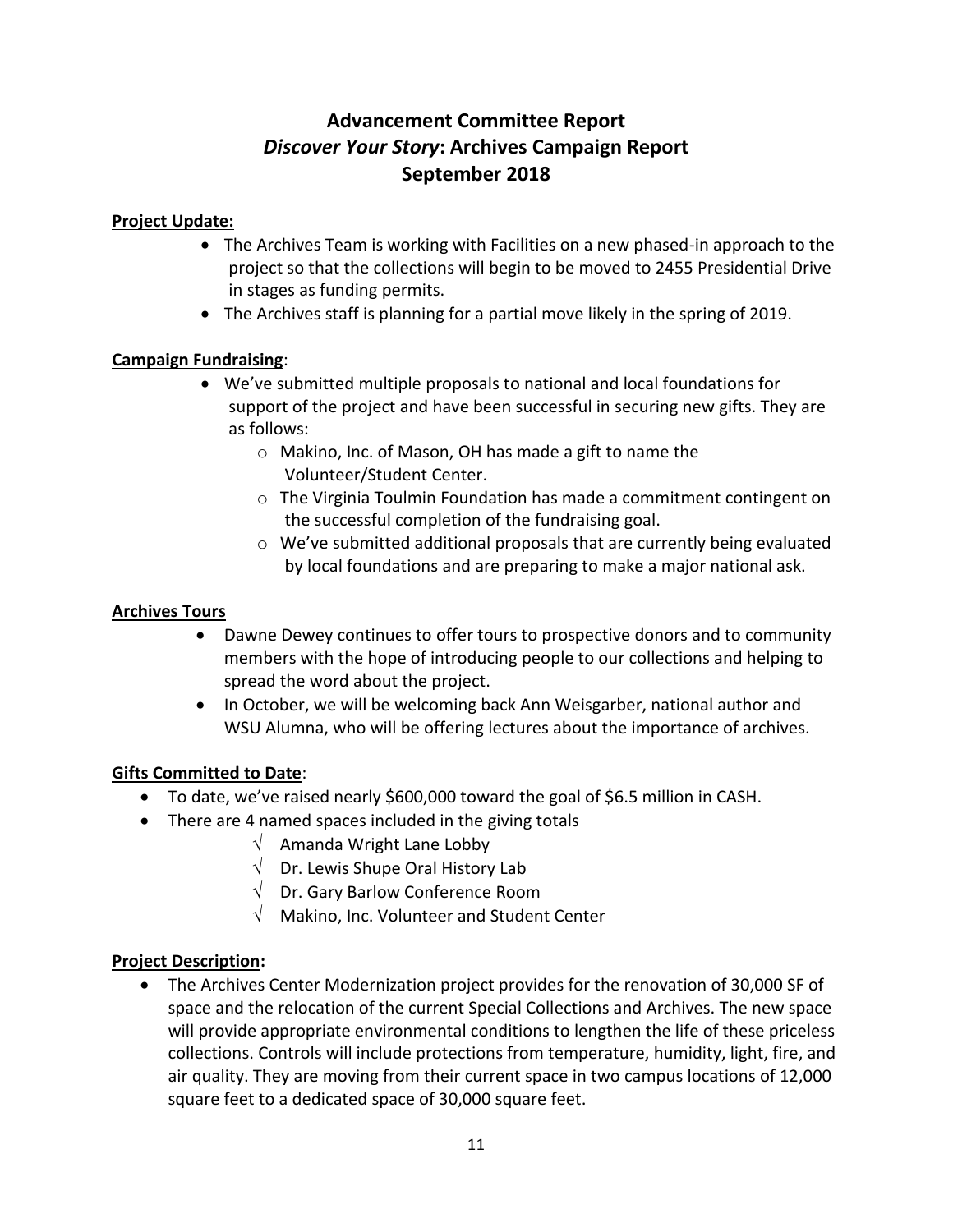# Advancement Committee Report
# *Discover Your Story*: Archives Campaign Report
# September 2018

**Project Update:**

- The Archives Team is working with Facilities on a new phased-in approach to the project so that the collections will begin to be moved to 2455 Presidential Drive in stages as funding permits.
- The Archives staff is planning for a partial move likely in the spring of 2019.

**Campaign Fundraising**:

- We've submitted multiple proposals to national and local foundations for support of the project and have been successful in securing new gifts. They are as follows:
    - Makino, Inc. of Mason, OH has made a gift to name the Volunteer/Student Center.
    - The Virginia Toulmin Foundation has made a commitment contingent on the successful completion of the fundraising goal.
    - We've submitted additional proposals that are currently being evaluated by local foundations and are preparing to make a major national ask.

**Archives Tours**

- Dawne Dewey continues to offer tours to prospective donors and to community members with the hope of introducing people to our collections and helping to spread the word about the project.
- In October, we will be welcoming back Ann Weisgarber, national author and WSU Alumna, who will be offering lectures about the importance of archives.

**Gifts Committed to Date**:

- To date, we've raised nearly $600,000 toward the goal of $6.5 million in CASH.
- There are 4 named spaces included in the giving totals
    - √ Amanda Wright Lane Lobby
    - √ Dr. Lewis Shupe Oral History Lab
    - √ Dr. Gary Barlow Conference Room
    - √ Makino, Inc. Volunteer and Student Center

**Project Description:**

- The Archives Center Modernization project provides for the renovation of 30,000 SF of space and the relocation of the current Special Collections and Archives. The new space will provide appropriate environmental conditions to lengthen the life of these priceless collections. Controls will include protections from temperature, humidity, light, fire, and air quality. They are moving from their current space in two campus locations of 12,000 square feet to a dedicated space of 30,000 square feet.